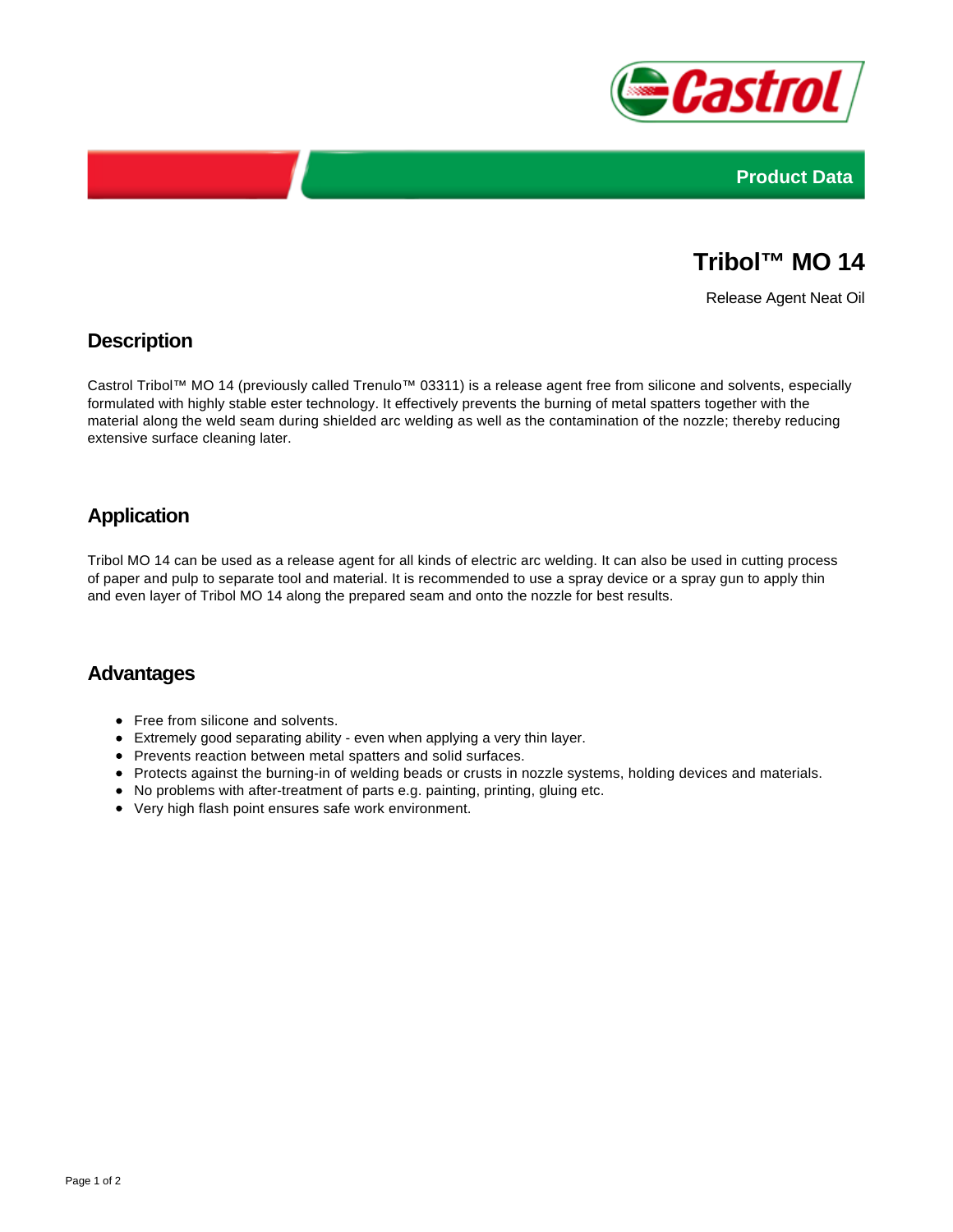Product Data

# Tribol™ MO 14

Release Agent Neat Oil

## Description

Castrol Tribol™ MO 14 (previously called Trenulo™ 03311) is a release agent free from silicone and solvents, especially formulated with highly stable ester technology. It effectively prevents the burning of metal spatters together with the material along the weld seam during shielded arc welding as well as the contamination of the nozzle; thereby reducing extensive surface cleaning later.

## Application

Tribol MO 14 can be used as a release agent for all kinds of electric arc welding. It can also be used in cutting process of paper and pulp to separate tool and material. It is recommended to use a spray device or a spray gun to apply thin and even layer of Tribol MO 14 along the prepared seam and onto the nozzle for best results.

## Advantages

- Free from silicone and solvents.
- Extremely good separating ability - even when applying a very thin layer.
- Prevents reaction between metal spatters and solid surfaces.
- Protects against the burning-in of welding beads or crusts in nozzle systems, holding devices and materials.
- No problems with after-treatment of parts e.g. painting, printing, gluing etc.
- Very high flash point ensures safe work environment.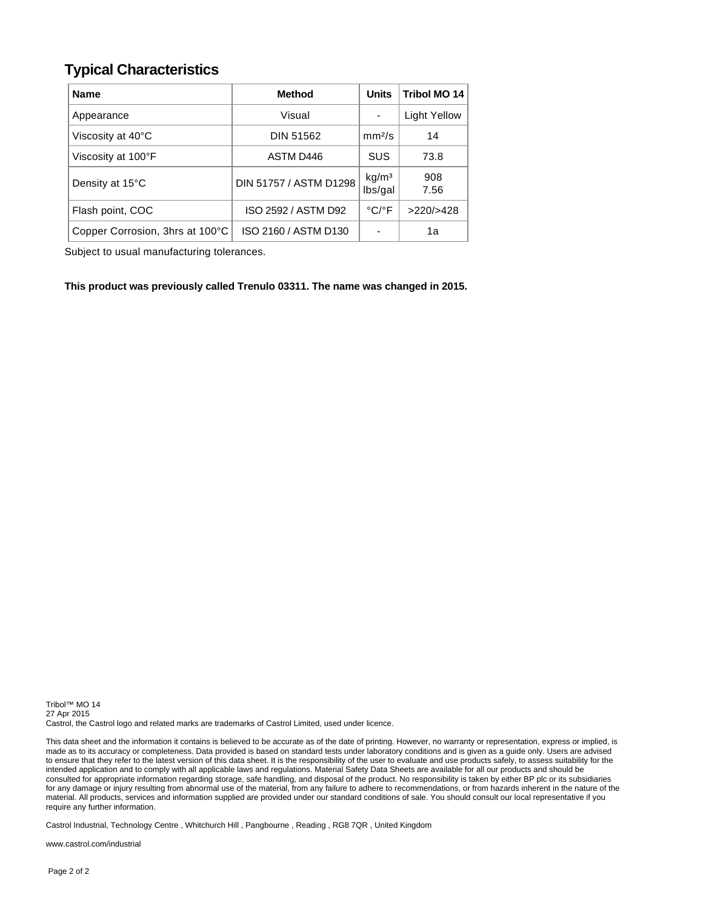## Typical Characteristics

| Name | Method | Units | Tribol MO 14 |
|---|---|---|---|
| Appearance | Visual | - | Light Yellow |
| Viscosity at 40°C | DIN 51562 | $mm^2/s$ | 14 |
| Viscosity at 100°F | ASTM D446 | SUS | 73.8 |
| Density at 15°C | DIN 51757 / ASTM D1298 | $kg/m^3$<br>lbs/gal | 908<br>7.56 |
| Flash point, COC | ISO 2592 / ASTM D92 | °C/°F | >220/>428 |
| Copper Corrosion, 3hrs at 100°C | ISO 2160 / ASTM D130 | - | 1a |

Subject to usual manufacturing tolerances.

**This product was previously called Trenulo 03311. The name was changed in 2015.**

Tribol™ MO 14
27 Apr 2015
Castrol, the Castrol logo and related marks are trademarks of Castrol Limited, used under licence.

This data sheet and the information it contains is believed to be accurate as of the date of printing. However, no warranty or representation, express or implied, is made as to its accuracy or completeness. Data provided is based on standard tests under laboratory conditions and is given as a guide only. Users are advised to ensure that they refer to the latest version of this data sheet. It is the responsibility of the user to evaluate and use products safely, to assess suitability for the intended application and to comply with all applicable laws and regulations. Material Safety Data Sheets are available for all our products and should be consulted for appropriate information regarding storage, safe handling, and disposal of the product. No responsibility is taken by either BP plc or its subsidiaries for any damage or injury resulting from abnormal use of the material, from any failure to adhere to recommendations, or from hazards inherent in the nature of the material. All products, services and information supplied are provided under our standard conditions of sale. You should consult our local representative if you require any further information.

Castrol Industrial, Technology Centre , Whitchurch Hill , Pangbourne , Reading , RG8 7QR , United Kingdom

www.castrol.com/industrial